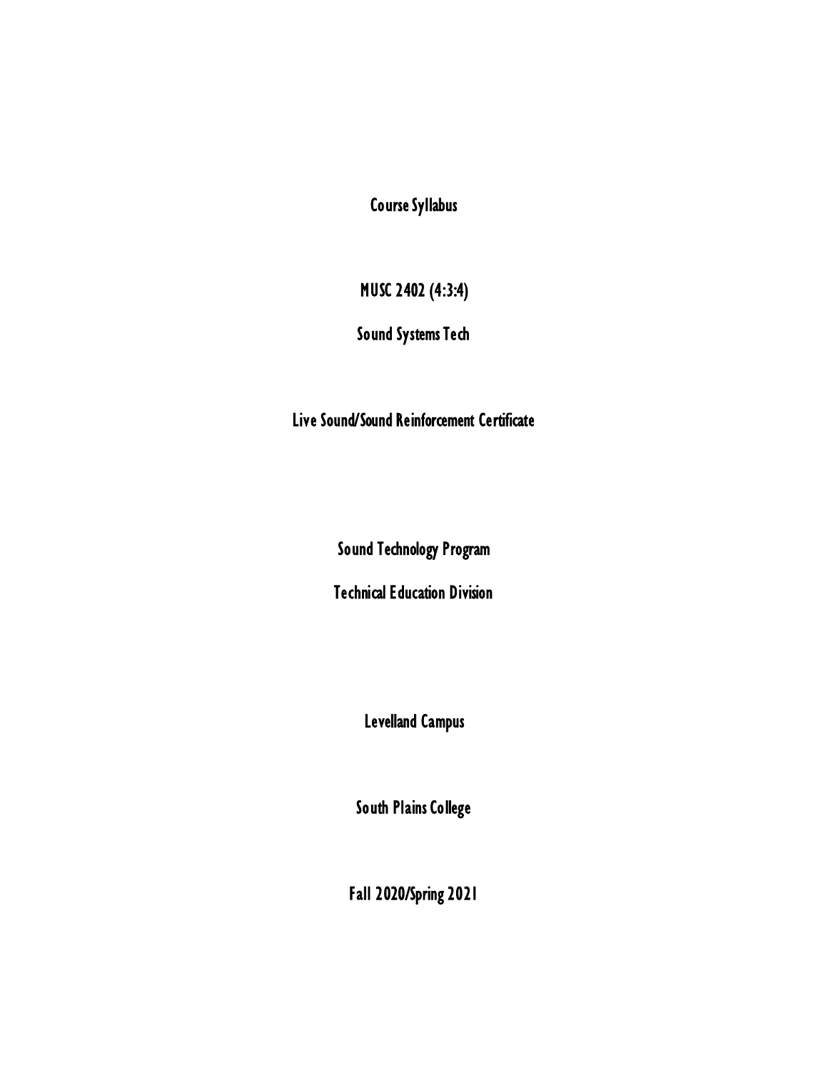# Course Syllabus

## MUSC 2402 (4:3:4)

## Sound Systems Tech

## Live Sound/Sound Reinforcement Certificate

Sound Technology Program

Technical Education Division

Levelland Campus

South Plains College

Fall 2020/Spring 2021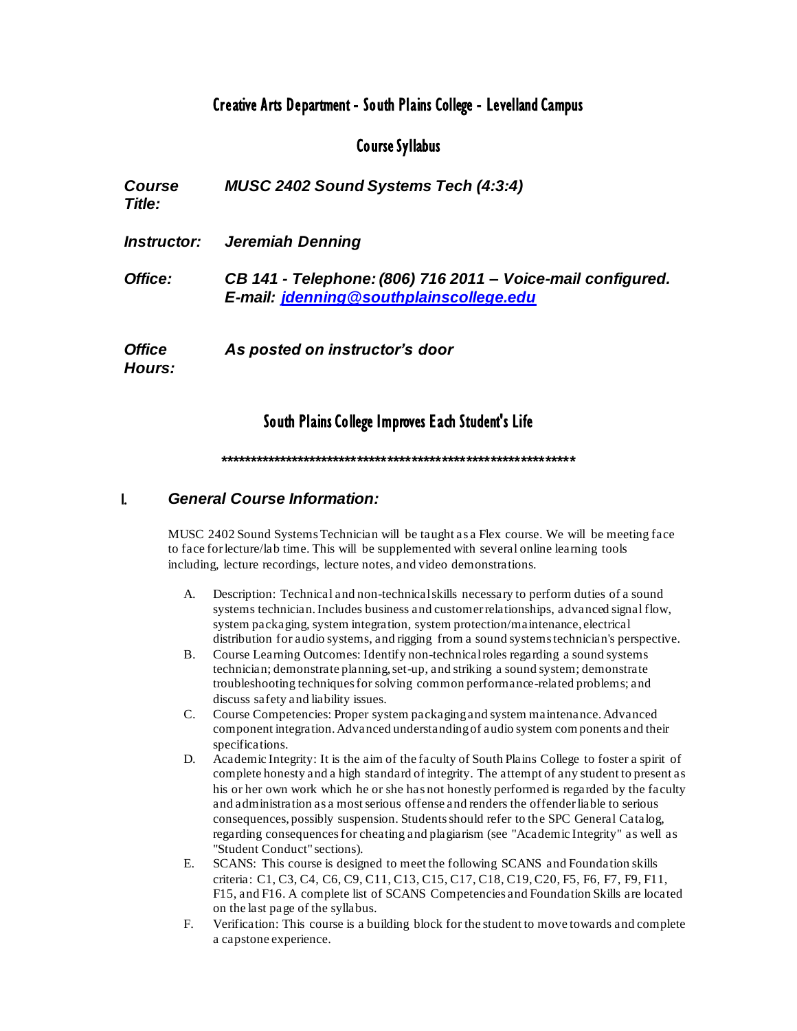# Creative Arts Department - South Plains College - Levelland Campus

## Course Syllabus

***Course Title:*** ***MUSC 2402 Sound Systems Tech (4:3:4)***

***Instructor:*** ***Jeremiah Denning***

***Office:*** ***CB 141 - Telephone: (806) 716 2011 – Voice-mail configured.***
***E-mail: [jdenning@southplainscollege.edu](mailto:jdenning@southplainscollege.edu)***

***Office Hours:*** ***As posted on instructor's door***

## South Plains College Improves Each Student's Life

**************************************************************

## I. *General Course Information:*

MUSC 2402 Sound Systems Technician will be taught as a Flex course. We will be meeting face to face for lecture/lab time. This will be supplemented with several online learning tools including, lecture recordings, lecture notes, and video demonstrations.

A. Description: Technical and non-technical skills necessary to perform duties of a sound systems technician. Includes business and customer relationships, advanced signal flow, system packaging, system integration, system protection/maintenance, electrical distribution for audio systems, and rigging from a sound systems technician's perspective.

B. Course Learning Outcomes: Identify non-technical roles regarding a sound systems technician; demonstrate planning, set-up, and striking a sound system; demonstrate troubleshooting techniques for solving common performance-related problems; and discuss safety and liability issues.

C. Course Competencies: Proper system packaging and system maintenance. Advanced component integration. Advanced understanding of audio system components and their specifications.

D. Academic Integrity: It is the aim of the faculty of South Plains College to foster a spirit of complete honesty and a high standard of integrity. The attempt of any student to present as his or her own work which he or she has not honestly performed is regarded by the faculty and administration as a most serious offense and renders the offender liable to serious consequences, possibly suspension. Students should refer to the SPC General Catalog, regarding consequences for cheating and plagiarism (see "Academic Integrity" as well as "Student Conduct" sections).

E. SCANS: This course is designed to meet the following SCANS and Foundation skills criteria: C1, C3, C4, C6, C9, C11, C13, C15, C17, C18, C19, C20, F5, F6, F7, F9, F11, F15, and F16. A complete list of SCANS Competencies and Foundation Skills are located on the last page of the syllabus.

F. Verification: This course is a building block for the student to move towards and complete a capstone experience.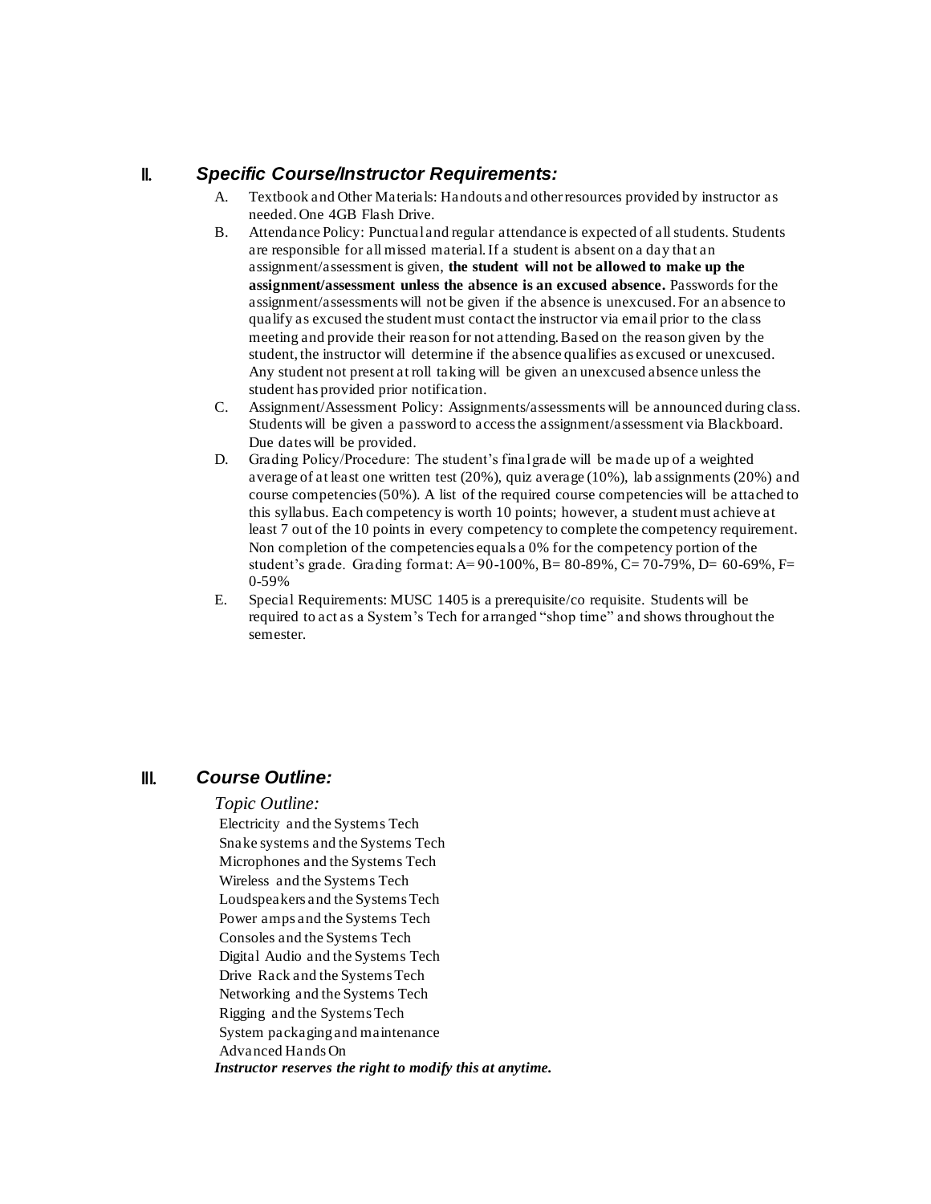## II. *Specific Course/Instructor Requirements:*

A. Textbook and Other Materials: Handouts and other resources provided by instructor as needed. One 4GB Flash Drive.

B. Attendance Policy: Punctual and regular attendance is expected of all students. Students are responsible for all missed material. If a student is absent on a day that an assignment/assessment is given, **the student will not be allowed to make up the assignment/assessment unless the absence is an excused absence.** Passwords for the assignment/assessments will not be given if the absence is unexcused. For an absence to qualify as excused the student must contact the instructor via email prior to the class meeting and provide their reason for not attending. Based on the reason given by the student, the instructor will determine if the absence qualifies as excused or unexcused. Any student not present at roll taking will be given an unexcused absence unless the student has provided prior notification.

C. Assignment/Assessment Policy: Assignments/assessments will be announced during class. Students will be given a password to access the assignment/assessment via Blackboard. Due dates will be provided.

D. Grading Policy/Procedure: The student's final grade will be made up of a weighted average of at least one written test (20%), quiz average (10%), lab assignments (20%) and course competencies (50%). A list of the required course competencies will be attached to this syllabus. Each competency is worth 10 points; however, a student must achieve at least 7 out of the 10 points in every competency to complete the competency requirement. Non completion of the competencies equals a 0% for the competency portion of the student's grade. Grading format: A= 90-100%, B= 80-89%, C= 70-79%, D= 60-69%, F= 0-59%

E. Special Requirements: MUSC 1405 is a prerequisite/co requisite. Students will be required to act as a System's Tech for arranged "shop time" and shows throughout the semester.

## III. *Course Outline:*

*Topic Outline:*

Electricity and the Systems Tech
Snake systems and the Systems Tech
Microphones and the Systems Tech
Wireless and the Systems Tech
Loudspeakers and the Systems Tech
Power amps and the Systems Tech
Consoles and the Systems Tech
Digital Audio and the Systems Tech
Drive Rack and the Systems Tech
Networking and the Systems Tech
Rigging and the Systems Tech
System packaging and maintenance
Advanced Hands On

***Instructor reserves the right to modify this at anytime.***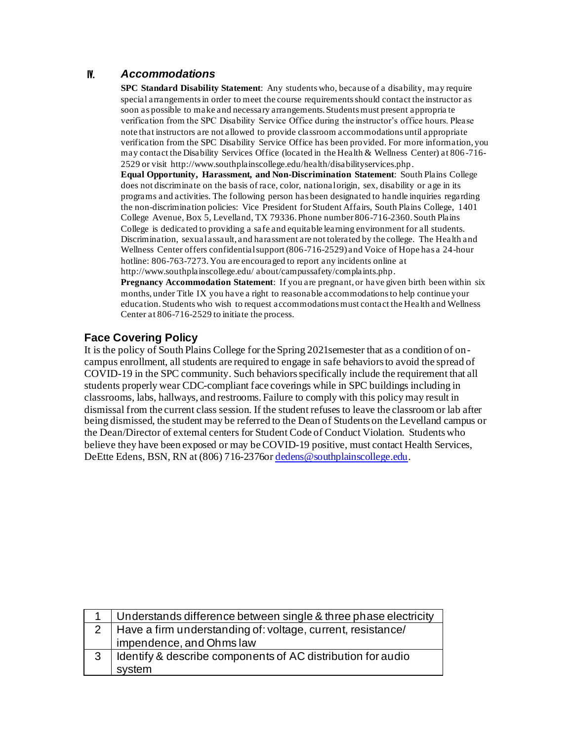## IV. *Accommodations*

**SPC Standard Disability Statement**: Any students who, because of a disability, may require special arrangements in order to meet the course requirements should contact the instructor as soon as possible to make and necessary arrangements. Students must present appropriate verification from the SPC Disability Service Office during the instructor's office hours. Please note that instructors are not allowed to provide classroom accommodations until appropriate verification from the SPC Disability Service Office has been provided. For more information, you may contact the Disability Services Office (located in the Health & Wellness Center) at 806-716-2529 or visit http://www.southplainscollege.edu/health/disabilityservices.php.

**Equal Opportunity, Harassment, and Non-Discrimination Statement**: South Plains College does not discriminate on the basis of race, color, national origin, sex, disability or age in its programs and activities. The following person has been designated to handle inquiries regarding the non-discrimination policies: Vice President for Student Affairs, South Plains College, 1401 College Avenue, Box 5, Levelland, TX 79336. Phone number 806-716-2360. South Plains College is dedicated to providing a safe and equitable learning environment for all students. Discrimination, sexual assault, and harassment are not tolerated by the college. The Health and Wellness Center offers confidential support (806-716-2529) and Voice of Hope has a 24-hour hotline: 806-763-7273. You are encouraged to report any incidents online at http://www.southplainscollege.edu/ about/campussafety/complaints.php.

**Pregnancy Accommodation Statement**: If you are pregnant, or have given birth been within six months, under Title IX you have a right to reasonable accommodations to help continue your education. Students who wish to request accommodations must contact the Health and Wellness Center at 806-716-2529 to initiate the process.

### Face Covering Policy

It is the policy of South Plains College for the Spring 2021semester that as a condition of on-campus enrollment, all students are required to engage in safe behaviors to avoid the spread of COVID-19 in the SPC community. Such behaviors specifically include the requirement that all students properly wear CDC-compliant face coverings while in SPC buildings including in classrooms, labs, hallways, and restrooms. Failure to comply with this policy may result in dismissal from the current class session. If the student refuses to leave the classroom or lab after being dismissed, the student may be referred to the Dean of Students on the Levelland campus or the Dean/Director of external centers for Student Code of Conduct Violation. Students who believe they have been exposed or may be COVID-19 positive, must contact Health Services, DeEtte Edens, BSN, RN at (806) 716-2376or dedens@southplainscollege.edu.

| | |
|---|---|
| 1 | Understands difference between single & three phase electricity |
| 2 | Have a firm understanding of: voltage, current, resistance/ impendence, and Ohms law |
| 3 | Identify & describe components of AC distribution for audio system |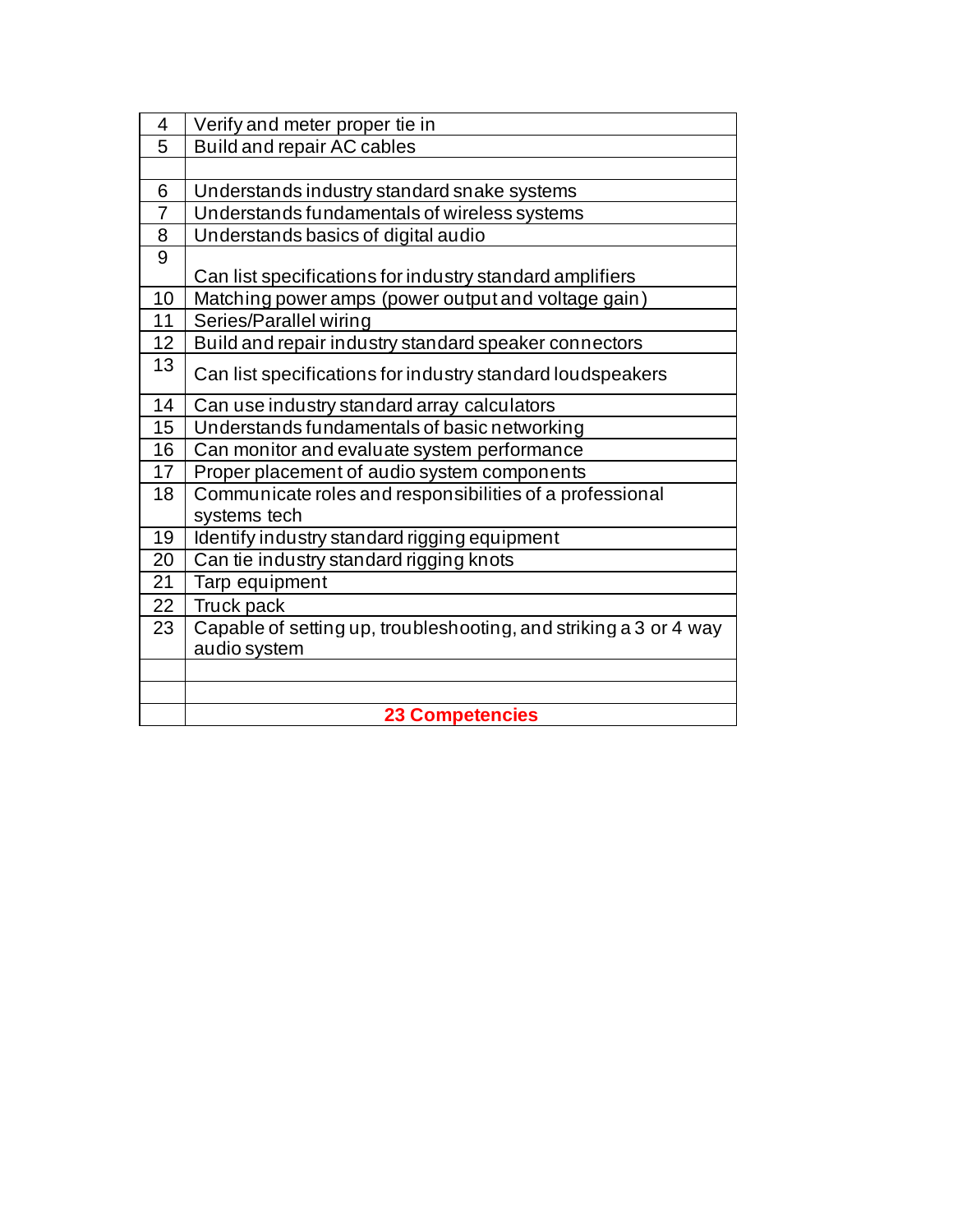| | |
|---|---|
| 4 | Verify and meter proper tie in |
| 5 | Build and repair AC cables |
| | |
| 6 | Understands industry standard snake systems |
| 7 | Understands fundamentals of wireless systems |
| 8 | Understands basics of digital audio |
| 9 | Can list specifications for industry standard amplifiers |
| 10 | Matching power amps (power output and voltage gain) |
| 11 | Series/Parallel wiring |
| 12 | Build and repair industry standard speaker connectors |
| 13 | Can list specifications for industry standard loudspeakers |
| 14 | Can use industry standard array calculators |
| 15 | Understands fundamentals of basic networking |
| 16 | Can monitor and evaluate system performance |
| 17 | Proper placement of audio system components |
| 18 | Communicate roles and responsibilities of a professional systems tech |
| 19 | Identify industry standard rigging equipment |
| 20 | Can tie industry standard rigging knots |
| 21 | Tarp equipment |
| 22 | Truck pack |
| 23 | Capable of setting up, troubleshooting, and striking a 3 or 4 way audio system |
| | |
| | |
| | **23 Competencies** |